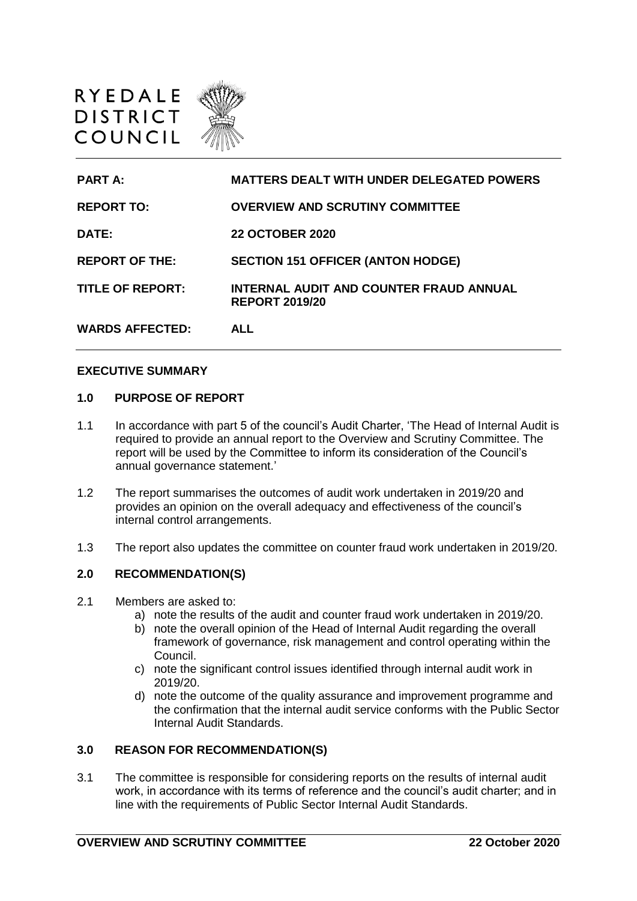RYEDALE DISTRICT COUNCIL

| | |
|---|---|
| **PART A:** | **MATTERS DEALT WITH UNDER DELEGATED POWERS** |
| **REPORT TO:** | **OVERVIEW AND SCRUTINY COMMITTEE** |
| **DATE:** | **22 OCTOBER 2020** |
| **REPORT OF THE:** | **SECTION 151 OFFICER (ANTON HODGE)** |
| **TITLE OF REPORT:** | **INTERNAL AUDIT AND COUNTER FRAUD ANNUAL REPORT 2019/20** |
| **WARDS AFFECTED:** | **ALL** |

**EXECUTIVE SUMMARY**

## 1.0 PURPOSE OF REPORT

1.1 In accordance with part 5 of the council's Audit Charter, 'The Head of Internal Audit is required to provide an annual report to the Overview and Scrutiny Committee. The report will be used by the Committee to inform its consideration of the Council's annual governance statement.'

1.2 The report summarises the outcomes of audit work undertaken in 2019/20 and provides an opinion on the overall adequacy and effectiveness of the council's internal control arrangements.

1.3 The report also updates the committee on counter fraud work undertaken in 2019/20.

## 2.0 RECOMMENDATION(S)

2.1 Members are asked to:

a) note the results of the audit and counter fraud work undertaken in 2019/20.

b) note the overall opinion of the Head of Internal Audit regarding the overall framework of governance, risk management and control operating within the Council.

c) note the significant control issues identified through internal audit work in 2019/20.

d) note the outcome of the quality assurance and improvement programme and the confirmation that the internal audit service conforms with the Public Sector Internal Audit Standards.

## 3.0 REASON FOR RECOMMENDATION(S)

3.1 The committee is responsible for considering reports on the results of internal audit work, in accordance with its terms of reference and the council's audit charter; and in line with the requirements of Public Sector Internal Audit Standards.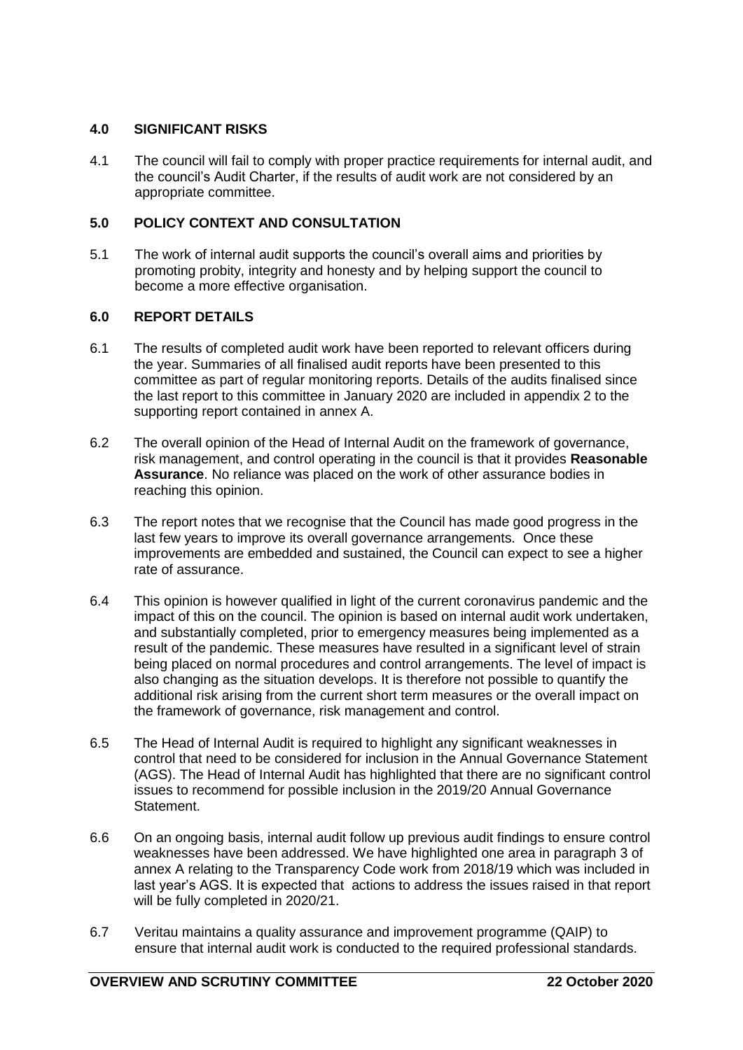## 4.0 SIGNIFICANT RISKS

4.1 The council will fail to comply with proper practice requirements for internal audit, and the council's Audit Charter, if the results of audit work are not considered by an appropriate committee.

## 5.0 POLICY CONTEXT AND CONSULTATION

5.1 The work of internal audit supports the council's overall aims and priorities by promoting probity, integrity and honesty and by helping support the council to become a more effective organisation.

## 6.0 REPORT DETAILS

6.1 The results of completed audit work have been reported to relevant officers during the year. Summaries of all finalised audit reports have been presented to this committee as part of regular monitoring reports. Details of the audits finalised since the last report to this committee in January 2020 are included in appendix 2 to the supporting report contained in annex A.

6.2 The overall opinion of the Head of Internal Audit on the framework of governance, risk management, and control operating in the council is that it provides **Reasonable Assurance**. No reliance was placed on the work of other assurance bodies in reaching this opinion.

6.3 The report notes that we recognise that the Council has made good progress in the last few years to improve its overall governance arrangements. Once these improvements are embedded and sustained, the Council can expect to see a higher rate of assurance.

6.4 This opinion is however qualified in light of the current coronavirus pandemic and the impact of this on the council. The opinion is based on internal audit work undertaken, and substantially completed, prior to emergency measures being implemented as a result of the pandemic. These measures have resulted in a significant level of strain being placed on normal procedures and control arrangements. The level of impact is also changing as the situation develops. It is therefore not possible to quantify the additional risk arising from the current short term measures or the overall impact on the framework of governance, risk management and control.

6.5 The Head of Internal Audit is required to highlight any significant weaknesses in control that need to be considered for inclusion in the Annual Governance Statement (AGS). The Head of Internal Audit has highlighted that there are no significant control issues to recommend for possible inclusion in the 2019/20 Annual Governance Statement.

6.6 On an ongoing basis, internal audit follow up previous audit findings to ensure control weaknesses have been addressed. We have highlighted one area in paragraph 3 of annex A relating to the Transparency Code work from 2018/19 which was included in last year's AGS. It is expected that actions to address the issues raised in that report will be fully completed in 2020/21.

6.7 Veritau maintains a quality assurance and improvement programme (QAIP) to ensure that internal audit work is conducted to the required professional standards.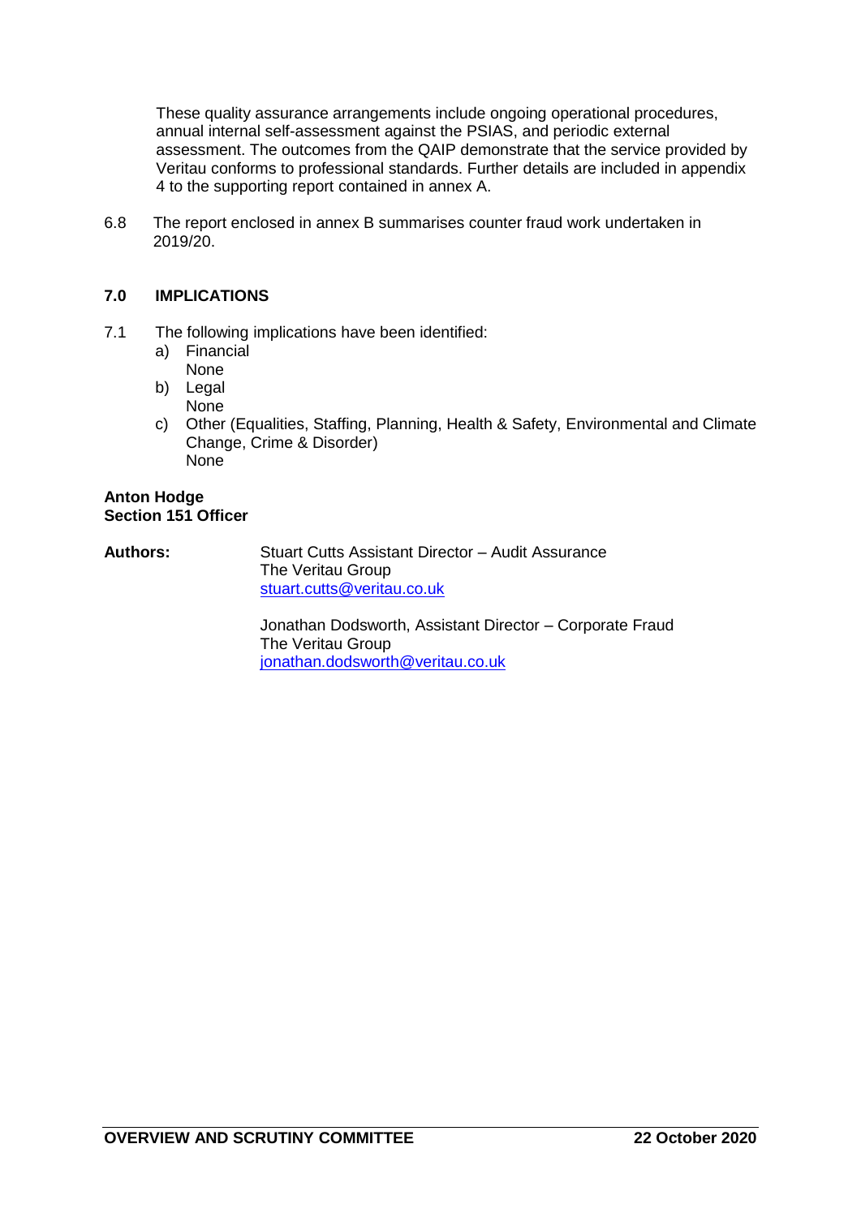These quality assurance arrangements include ongoing operational procedures, annual internal self-assessment against the PSIAS, and periodic external assessment. The outcomes from the QAIP demonstrate that the service provided by Veritau conforms to professional standards. Further details are included in appendix 4 to the supporting report contained in annex A.

6.8 The report enclosed in annex B summarises counter fraud work undertaken in 2019/20.

## 7.0 IMPLICATIONS

7.1 The following implications have been identified:

a) Financial
   None
b) Legal
   None
c) Other (Equalities, Staffing, Planning, Health & Safety, Environmental and Climate Change, Crime & Disorder)
   None

**Anton Hodge**
**Section 151 Officer**

**Authors:** Stuart Cutts Assistant Director – Audit Assurance
The Veritau Group
stuart.cutts@veritau.co.uk

Jonathan Dodsworth, Assistant Director – Corporate Fraud
The Veritau Group
jonathan.dodsworth@veritau.co.uk